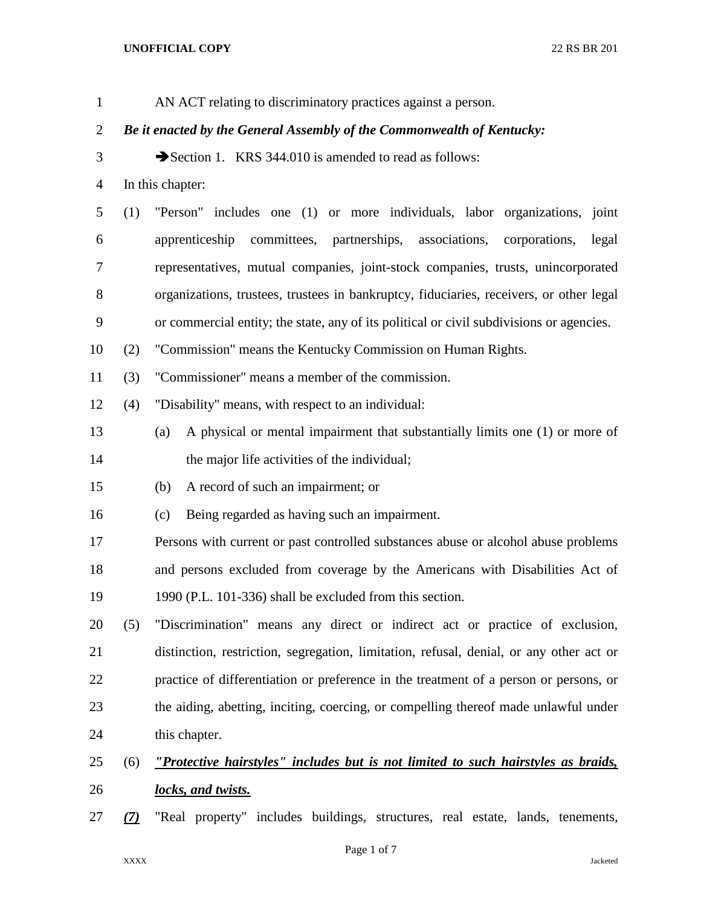AN ACT relating to discriminatory practices against a person.

***Be it enacted by the General Assembly of the Commonwealth of Kentucky:***

➔Section 1. KRS 344.010 is amended to read as follows:

In this chapter:

(1) "Person" includes one (1) or more individuals, labor organizations, joint apprenticeship committees, partnerships, associations, corporations, legal representatives, mutual companies, joint-stock companies, trusts, unincorporated organizations, trustees, trustees in bankruptcy, fiduciaries, receivers, or other legal or commercial entity; the state, any of its political or civil subdivisions or agencies.

(2) "Commission" means the Kentucky Commission on Human Rights.

(3) "Commissioner" means a member of the commission.

(4) "Disability" means, with respect to an individual:

(a) A physical or mental impairment that substantially limits one (1) or more of the major life activities of the individual;

(b) A record of such an impairment; or

(c) Being regarded as having such an impairment.

Persons with current or past controlled substances abuse or alcohol abuse problems and persons excluded from coverage by the Americans with Disabilities Act of 1990 (P.L. 101-336) shall be excluded from this section.

(5) "Discrimination" means any direct or indirect act or practice of exclusion, distinction, restriction, segregation, limitation, refusal, denial, or any other act or practice of differentiation or preference in the treatment of a person or persons, or the aiding, abetting, inciting, coercing, or compelling thereof made unlawful under this chapter.

(6) ***"Protective hairstyles" includes but is not limited to such hairstyles as braids, locks, and twists.***

***(7)*** "Real property" includes buildings, structures, real estate, lands, tenements,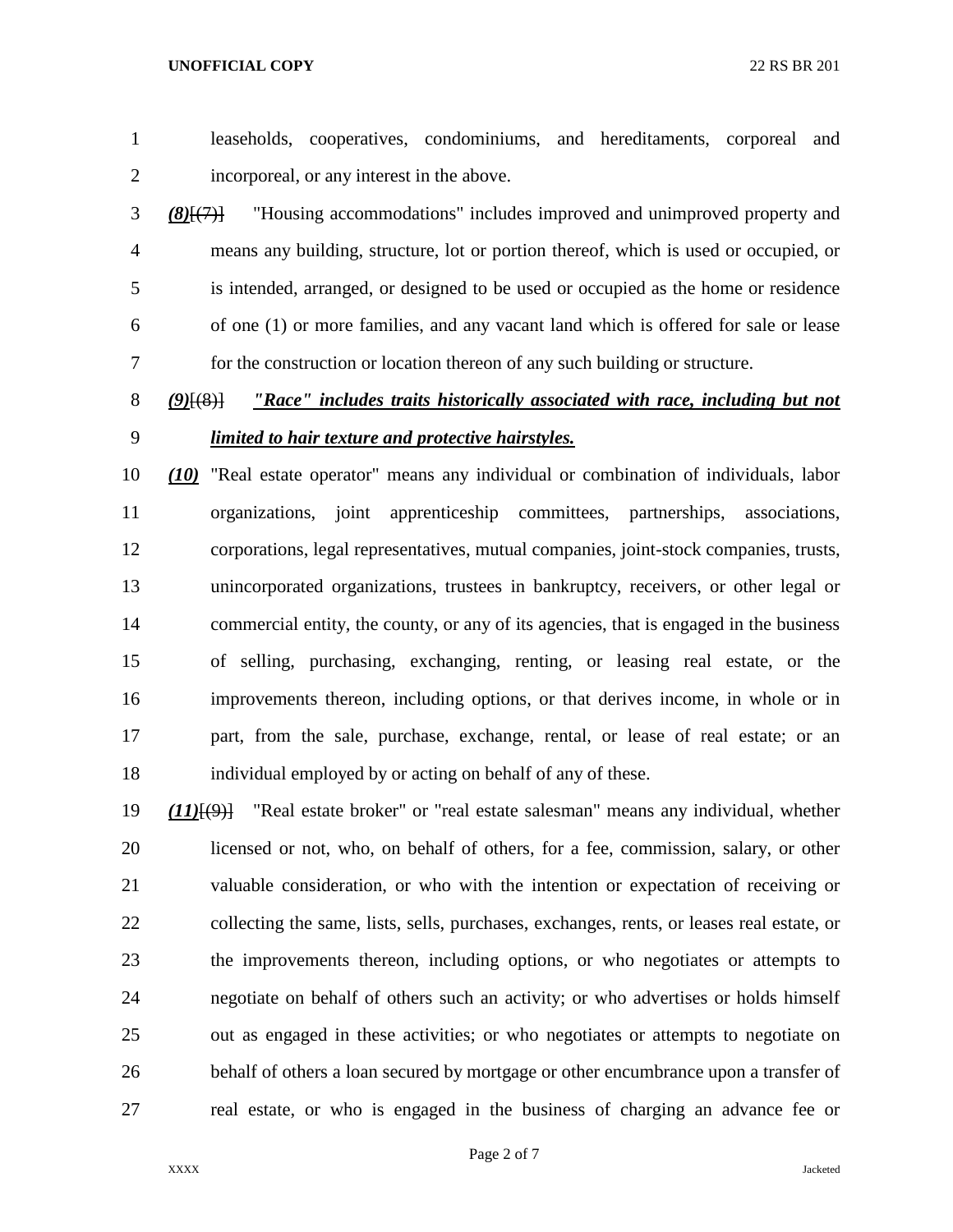leaseholds, cooperatives, condominiums, and hereditaments, corporeal and incorporeal, or any interest in the above.

***(8)***~~[(7)]~~ "Housing accommodations" includes improved and unimproved property and means any building, structure, lot or portion thereof, which is used or occupied, or is intended, arranged, or designed to be used or occupied as the home or residence of one (1) or more families, and any vacant land which is offered for sale or lease for the construction or location thereon of any such building or structure.

***(9)***~~[(8)]~~ ***"Race" includes traits historically associated with race, including but not limited to hair texture and protective hairstyles.***

***(10)*** "Real estate operator" means any individual or combination of individuals, labor organizations, joint apprenticeship committees, partnerships, associations, corporations, legal representatives, mutual companies, joint-stock companies, trusts, unincorporated organizations, trustees in bankruptcy, receivers, or other legal or commercial entity, the county, or any of its agencies, that is engaged in the business of selling, purchasing, exchanging, renting, or leasing real estate, or the improvements thereon, including options, or that derives income, in whole or in part, from the sale, purchase, exchange, rental, or lease of real estate; or an individual employed by or acting on behalf of any of these.

***(11)***~~[(9)]~~ "Real estate broker" or "real estate salesman" means any individual, whether licensed or not, who, on behalf of others, for a fee, commission, salary, or other valuable consideration, or who with the intention or expectation of receiving or collecting the same, lists, sells, purchases, exchanges, rents, or leases real estate, or the improvements thereon, including options, or who negotiates or attempts to negotiate on behalf of others such an activity; or who advertises or holds himself out as engaged in these activities; or who negotiates or attempts to negotiate on behalf of others a loan secured by mortgage or other encumbrance upon a transfer of real estate, or who is engaged in the business of charging an advance fee or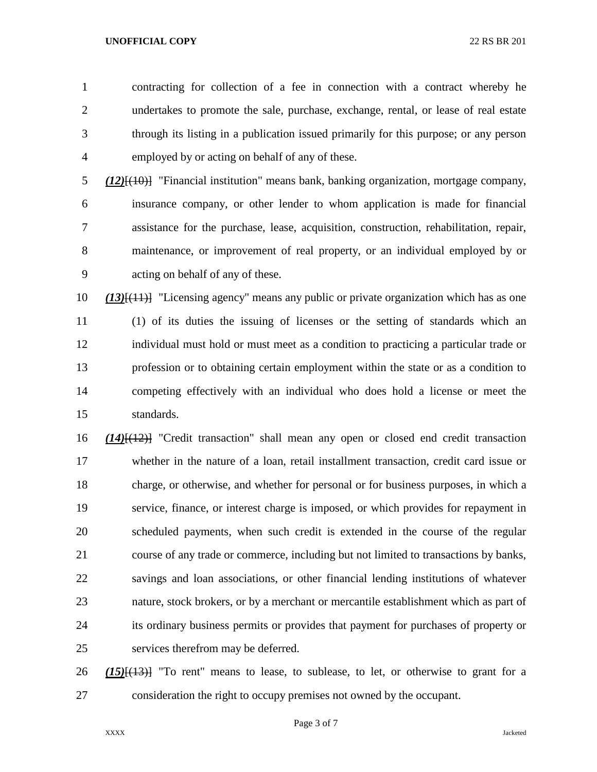contracting for collection of a fee in connection with a contract whereby he undertakes to promote the sale, purchase, exchange, rental, or lease of real estate through its listing in a publication issued primarily for this purpose; or any person employed by or acting on behalf of any of these.

***(12)***~~[(10)]~~ "Financial institution" means bank, banking organization, mortgage company, insurance company, or other lender to whom application is made for financial assistance for the purchase, lease, acquisition, construction, rehabilitation, repair, maintenance, or improvement of real property, or an individual employed by or acting on behalf of any of these.

***(13)***~~[(11)]~~ "Licensing agency" means any public or private organization which has as one (1) of its duties the issuing of licenses or the setting of standards which an individual must hold or must meet as a condition to practicing a particular trade or profession or to obtaining certain employment within the state or as a condition to competing effectively with an individual who does hold a license or meet the standards.

***(14)***~~[(12)]~~ "Credit transaction" shall mean any open or closed end credit transaction whether in the nature of a loan, retail installment transaction, credit card issue or charge, or otherwise, and whether for personal or for business purposes, in which a service, finance, or interest charge is imposed, or which provides for repayment in scheduled payments, when such credit is extended in the course of the regular course of any trade or commerce, including but not limited to transactions by banks, savings and loan associations, or other financial lending institutions of whatever nature, stock brokers, or by a merchant or mercantile establishment which as part of its ordinary business permits or provides that payment for purchases of property or services therefrom may be deferred.

***(15)***~~[(13)]~~ "To rent" means to lease, to sublease, to let, or otherwise to grant for a consideration the right to occupy premises not owned by the occupant.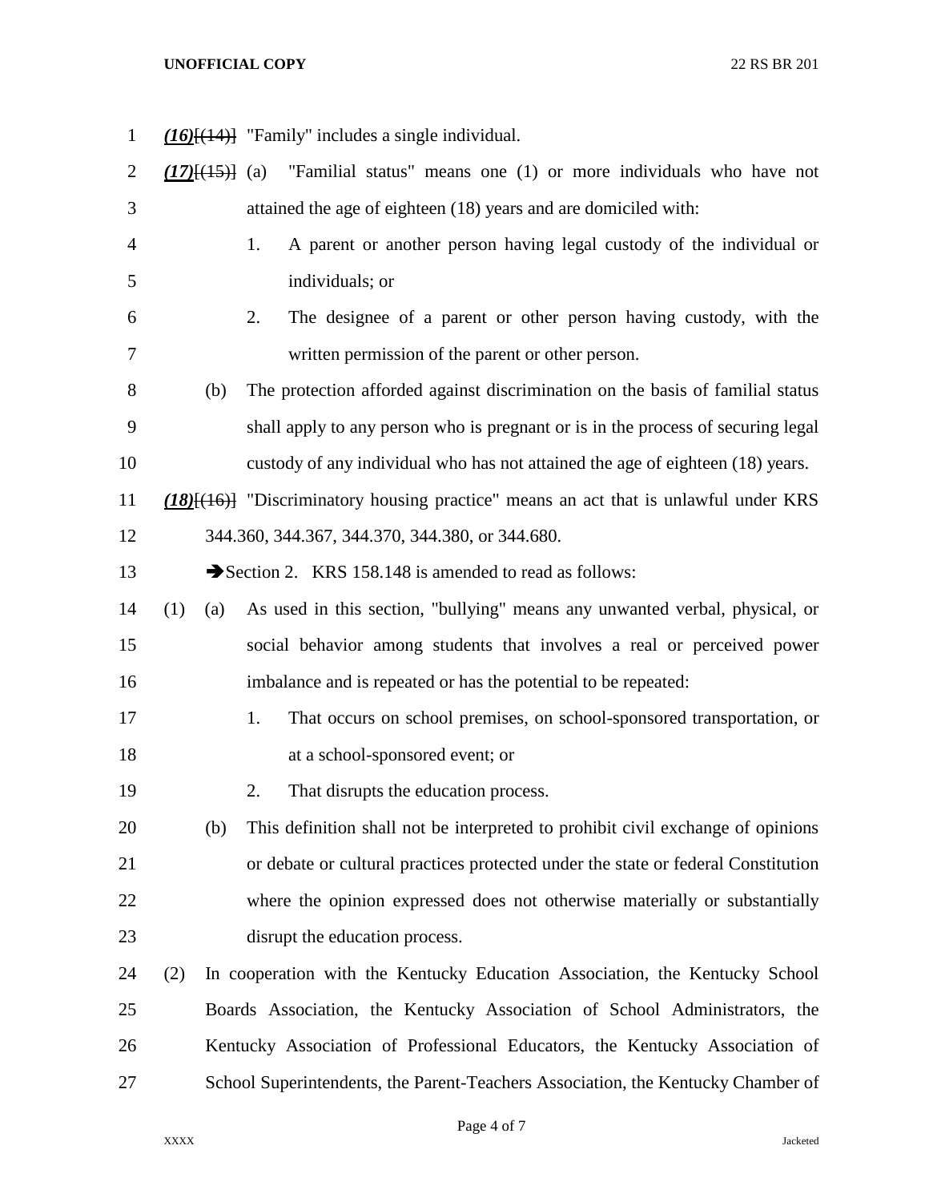***(16)***[(14)] "Family" includes a single individual.

***(17)***[(15)] (a) "Familial status" means one (1) or more individuals who have not attained the age of eighteen (18) years and are domiciled with:

1. A parent or another person having legal custody of the individual or individuals; or
2. The designee of a parent or other person having custody, with the written permission of the parent or other person.

(b) The protection afforded against discrimination on the basis of familial status shall apply to any person who is pregnant or is in the process of securing legal custody of any individual who has not attained the age of eighteen (18) years.

***(18)***[(16)] "Discriminatory housing practice" means an act that is unlawful under KRS 344.360, 344.367, 344.370, 344.380, or 344.680.

➔Section 2. KRS 158.148 is amended to read as follows:

(1) (a) As used in this section, "bullying" means any unwanted verbal, physical, or social behavior among students that involves a real or perceived power imbalance and is repeated or has the potential to be repeated:

1. That occurs on school premises, on school-sponsored transportation, or at a school-sponsored event; or
2. That disrupts the education process.

(b) This definition shall not be interpreted to prohibit civil exchange of opinions or debate or cultural practices protected under the state or federal Constitution where the opinion expressed does not otherwise materially or substantially disrupt the education process.

(2) In cooperation with the Kentucky Education Association, the Kentucky School Boards Association, the Kentucky Association of School Administrators, the Kentucky Association of Professional Educators, the Kentucky Association of School Superintendents, the Parent-Teachers Association, the Kentucky Chamber of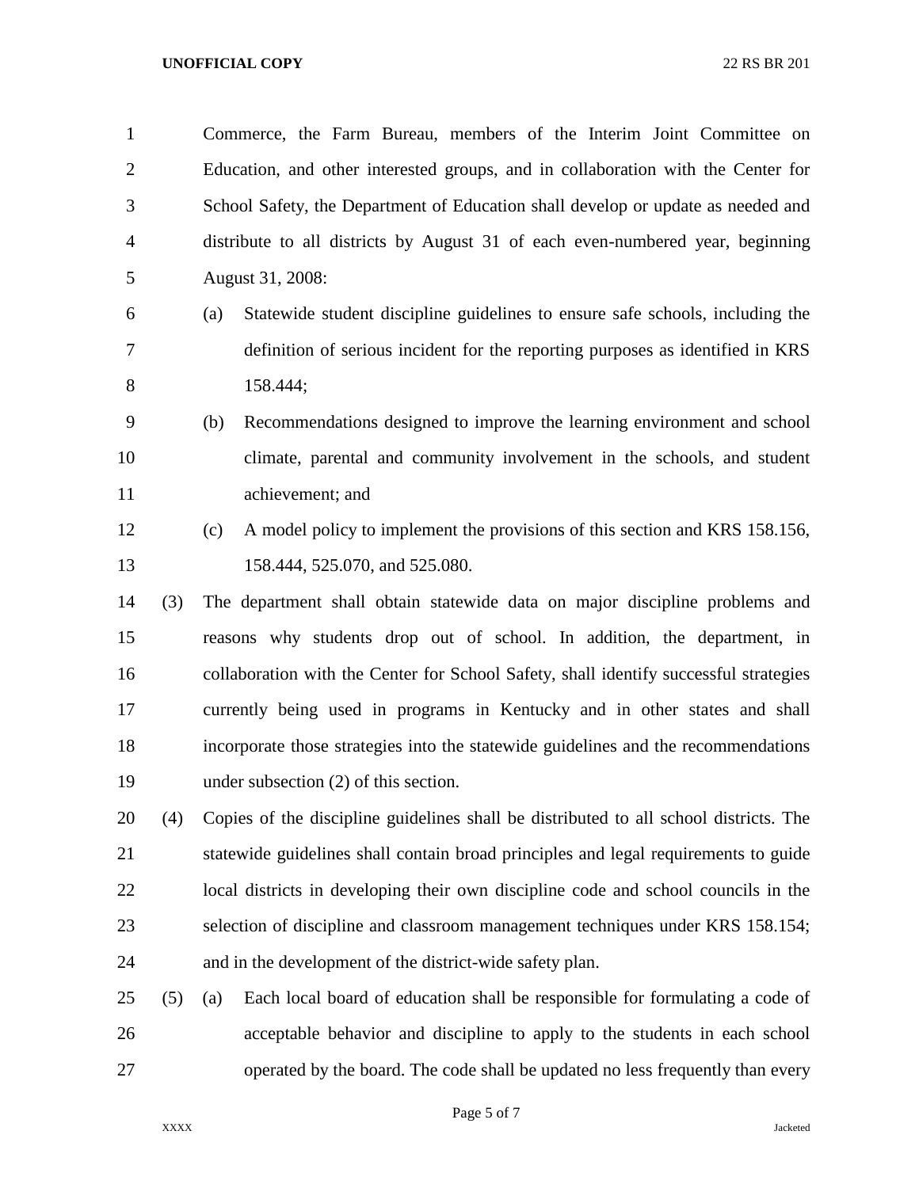Commerce, the Farm Bureau, members of the Interim Joint Committee on Education, and other interested groups, and in collaboration with the Center for School Safety, the Department of Education shall develop or update as needed and distribute to all districts by August 31 of each even-numbered year, beginning August 31, 2008:

(a) Statewide student discipline guidelines to ensure safe schools, including the definition of serious incident for the reporting purposes as identified in KRS 158.444;

(b) Recommendations designed to improve the learning environment and school climate, parental and community involvement in the schools, and student achievement; and

(c) A model policy to implement the provisions of this section and KRS 158.156, 158.444, 525.070, and 525.080.

(3) The department shall obtain statewide data on major discipline problems and reasons why students drop out of school. In addition, the department, in collaboration with the Center for School Safety, shall identify successful strategies currently being used in programs in Kentucky and in other states and shall incorporate those strategies into the statewide guidelines and the recommendations under subsection (2) of this section.

(4) Copies of the discipline guidelines shall be distributed to all school districts. The statewide guidelines shall contain broad principles and legal requirements to guide local districts in developing their own discipline code and school councils in the selection of discipline and classroom management techniques under KRS 158.154; and in the development of the district-wide safety plan.

(5) (a) Each local board of education shall be responsible for formulating a code of acceptable behavior and discipline to apply to the students in each school operated by the board. The code shall be updated no less frequently than every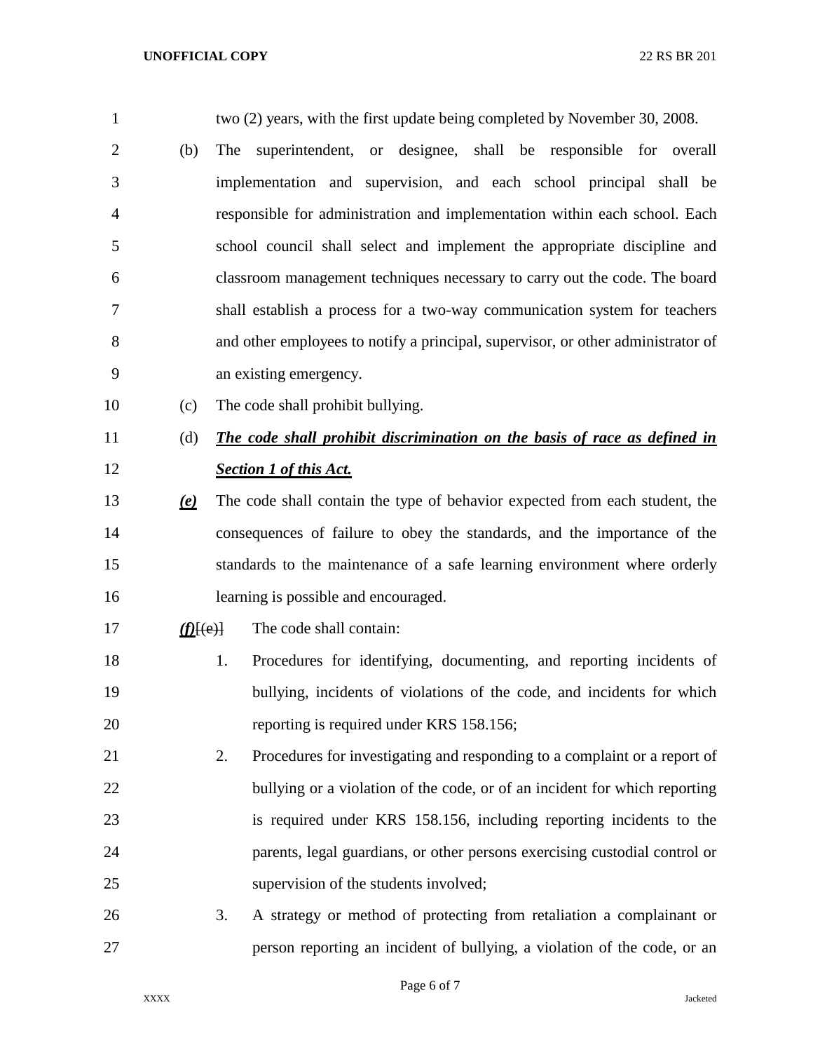two (2) years, with the first update being completed by November 30, 2008.

(b) The superintendent, or designee, shall be responsible for overall implementation and supervision, and each school principal shall be responsible for administration and implementation within each school. Each school council shall select and implement the appropriate discipline and classroom management techniques necessary to carry out the code. The board shall establish a process for a two-way communication system for teachers and other employees to notify a principal, supervisor, or other administrator of an existing emergency.

(c) The code shall prohibit bullying.

(d) ***The code shall prohibit discrimination on the basis of race as defined in Section 1 of this Act.***

***(e)*** The code shall contain the type of behavior expected from each student, the consequences of failure to obey the standards, and the importance of the standards to the maintenance of a safe learning environment where orderly learning is possible and encouraged.

***(f)***[~~(e)~~] The code shall contain:

1. Procedures for identifying, documenting, and reporting incidents of bullying, incidents of violations of the code, and incidents for which reporting is required under KRS 158.156;
2. Procedures for investigating and responding to a complaint or a report of bullying or a violation of the code, or of an incident for which reporting is required under KRS 158.156, including reporting incidents to the parents, legal guardians, or other persons exercising custodial control or supervision of the students involved;
3. A strategy or method of protecting from retaliation a complainant or person reporting an incident of bullying, a violation of the code, or an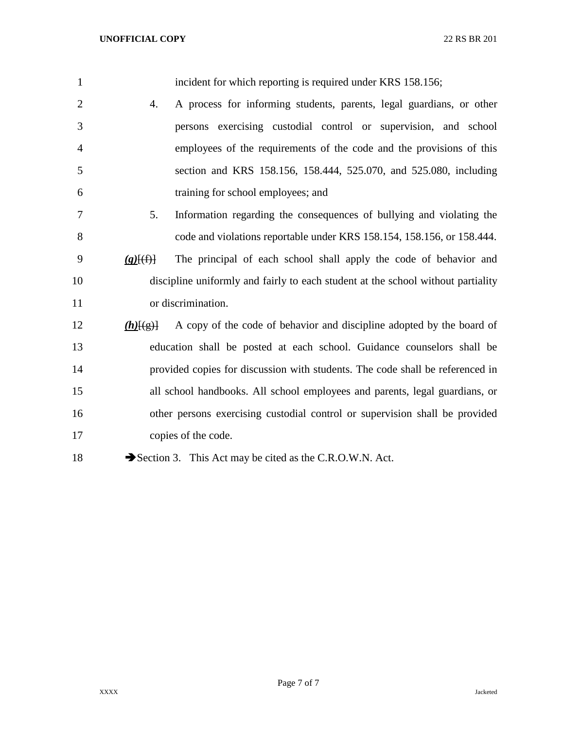incident for which reporting is required under KRS 158.156;

4. A process for informing students, parents, legal guardians, or other persons exercising custodial control or supervision, and school employees of the requirements of the code and the provisions of this section and KRS 158.156, 158.444, 525.070, and 525.080, including training for school employees; and

5. Information regarding the consequences of bullying and violating the code and violations reportable under KRS 158.154, 158.156, or 158.444.

***(g)***[~~(f)~~] The principal of each school shall apply the code of behavior and discipline uniformly and fairly to each student at the school without partiality or discrimination.

***(h)***[~~(g)~~] A copy of the code of behavior and discipline adopted by the board of education shall be posted at each school. Guidance counselors shall be provided copies for discussion with students. The code shall be referenced in all school handbooks. All school employees and parents, legal guardians, or other persons exercising custodial control or supervision shall be provided copies of the code.

➔Section 3. This Act may be cited as the C.R.O.W.N. Act.